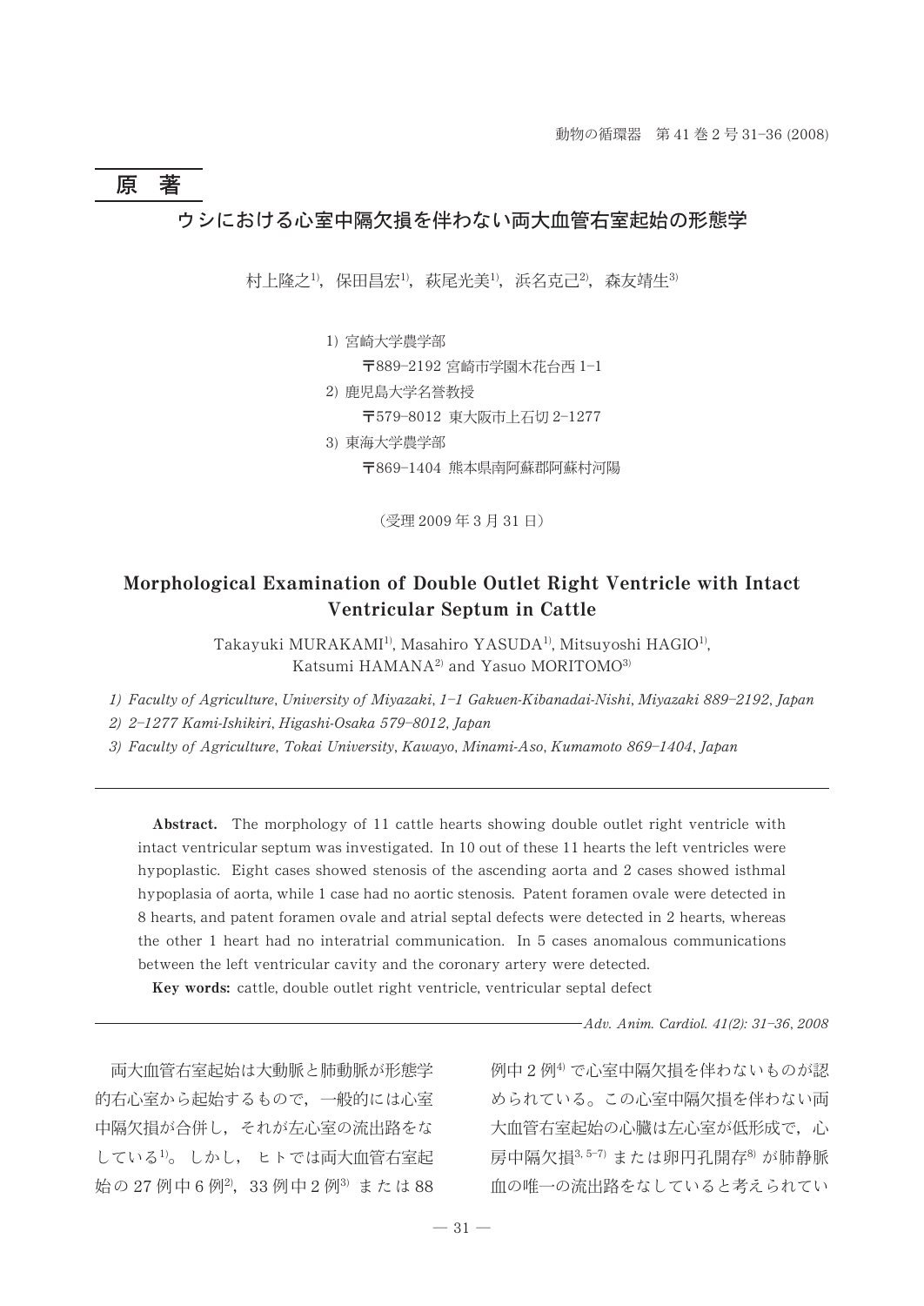## 原　著

# ウシにおける心室中隔欠損を伴わない両大血管右室起始の形態学

村上隆之[1]，保田昌宏[1]，萩尾光美[1]，浜名克己[2]，森友靖生[3]

1) 宮崎大学農学部
〒889-2192 宮崎市学園木花台西 1-1

2) 鹿児島大学名誉教授
〒579-8012 東大阪市上石切 2-1277

3) 東海大学農学部
〒869-1404 熊本県南阿蘇郡阿蘇村河陽

（受理 2009 年 3 月 31 日）

# Morphological Examination of Double Outlet Right Ventricle with Intact Ventricular Septum in Cattle

Takayuki MURAKAMI[1], Masahiro YASUDA[1], Mitsuyoshi HAGIO[1], Katsumi HAMANA[2] and Yasuo MORITOMO[3]

*1) Faculty of Agriculture, University of Miyazaki, 1-1 Gakuen-Kibanadai-Nishi, Miyazaki 889-2192, Japan*

*2) 2-1277 Kami-Ishikiri, Higashi-Osaka 579-8012, Japan*

*3) Faculty of Agriculture, Tokai University, Kawayo, Minami-Aso, Kumamoto 869-1404, Japan*

**Abstract.** The morphology of 11 cattle hearts showing double outlet right ventricle with intact ventricular septum was investigated. In 10 out of these 11 hearts the left ventricles were hypoplastic. Eight cases showed stenosis of the ascending aorta and 2 cases showed isthmal hypoplasia of aorta, while 1 case had no aortic stenosis. Patent foramen ovale were detected in 8 hearts, and patent foramen ovale and atrial septal defects were detected in 2 hearts, whereas the other 1 heart had no interatrial communication. In 5 cases anomalous communications between the left ventricular cavity and the coronary artery were detected.

**Key words:** cattle, double outlet right ventricle, ventricular septal defect

両大血管右室起始は大動脈と肺動脈が形態学的右心室から起始するもので，一般的には心室中隔欠損が合併し，それが左心室の流出路をなしている[1)]。しかし，ヒトでは両大血管右室起始の 27 例中 6 例[2)]，33 例中 2 例[3)] または 88 例中 2 例[4)] で心室中隔欠損を伴わないものが認められている。この心室中隔欠損を伴わない両大血管右室起始の心臓は左心室が低形成で，心房中隔欠損[3, 5-7)] または卵円孔開存[8)] が肺静脈血の唯一の流出路をなしていると考えられてい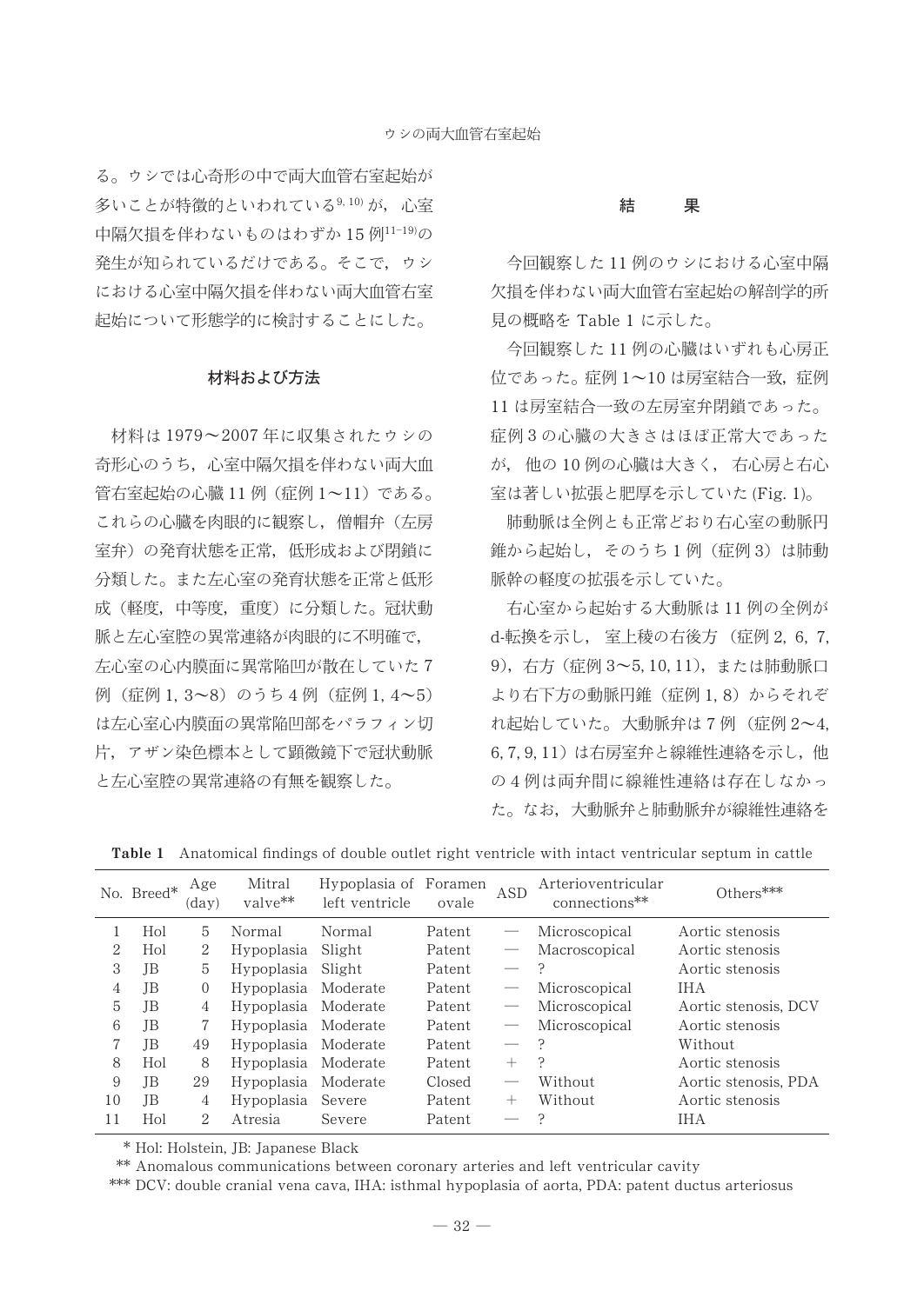る。ウシでは心奇形の中で両大血管右室起始が多いことが特徴的といわれている[9, 10]が，心室中隔欠損を伴わないものはわずか15例[11–19]の発生が知られているだけである。そこで，ウシにおける心室中隔欠損を伴わない両大血管右室起始について形態学的に検討することにした。

## 材料および方法

材料は1979〜2007年に収集されたウシの奇形心のうち，心室中隔欠損を伴わない両大血管右室起始の心臓11例（症例1〜11）である。これらの心臓を肉眼的に観察し，僧帽弁（左房室弁）の発育状態を正常，低形成および閉鎖に分類した。また左心室の発育状態を正常と低形成（軽度，中等度，重度）に分類した。冠状動脈と左心室腔の異常連絡が肉眼的に不明確で，左心室の心内膜面に異常陥凹が散在していた7例（症例1, 3〜8）のうち4例（症例1, 4〜5）は左心室心内膜面の異常陥凹部をパラフィン切片，アザン染色標本として顕微鏡下で冠状動脈と左心室腔の異常連絡の有無を観察した。

## 結　果

今回観察した11例のウシにおける心室中隔欠損を伴わない両大血管右室起始の解剖学的所見の概略を Table 1 に示した。

今回観察した11例の心臓はいずれも心房正位であった。症例1〜10は房室結合一致，症例11は房室結合一致の左房室弁閉鎖であった。症例3の心臓の大きさはほぼ正常大であったが，他の10例の心臓は大きく，右心房と右心室は著しい拡張と肥厚を示していた (Fig. 1)。

肺動脈は全例とも正常どおり右心室の動脈円錐から起始し，そのうち1例（症例3）は肺動脈幹の軽度の拡張を示していた。

右心室から起始する大動脈は11例の全例がd-転換を示し，室上稜の右後方（症例2, 6, 7, 9），右方（症例3〜5, 10, 11），または肺動脈口より右下方の動脈円錐（症例1, 8）からそれぞれ起始していた。大動脈弁は7例（症例2〜4, 6, 7, 9, 11）は右房室弁と線維性連絡を示し，他の4例は両弁間に線維性連絡は存在しなかった。なお，大動脈弁と肺動脈弁が線維性連絡を

**Table 1**　Anatomical findings of double outlet right ventricle with intact ventricular septum in cattle

| No. | Breed* | Age (day) | Mitral valve** | Hypoplasia of left ventricle | Foramen ovale | ASD | Arterioventricular connections** | Others*** |
|---|---|---|---|---|---|---|---|---|
| 1 | Hol | 5 | Normal | Normal | Patent | — | Microscopical | Aortic stenosis |
| 2 | Hol | 2 | Hypoplasia | Slight | Patent | — | Macroscopical | Aortic stenosis |
| 3 | JB | 5 | Hypoplasia | Slight | Patent | — | ? | Aortic stenosis |
| 4 | JB | 0 | Hypoplasia | Moderate | Patent | — | Microscopical | IHA |
| 5 | JB | 4 | Hypoplasia | Moderate | Patent | — | Microscopical | Aortic stenosis, DCV |
| 6 | JB | 7 | Hypoplasia | Moderate | Patent | — | Microscopical | Aortic stenosis |
| 7 | JB | 49 | Hypoplasia | Moderate | Patent | — | ? | Without |
| 8 | Hol | 8 | Hypoplasia | Moderate | Patent | + | ? | Aortic stenosis |
| 9 | JB | 29 | Hypoplasia | Moderate | Closed | — | Without | Aortic stenosis, PDA |
| 10 | JB | 4 | Hypoplasia | Severe | Patent | + | Without | Aortic stenosis |
| 11 | Hol | 2 | Atresia | Severe | Patent | — | ? | IHA |

\* Hol: Holstein, JB: Japanese Black
\** Anomalous communications between coronary arteries and left ventricular cavity
\*** DCV: double cranial vena cava, IHA: isthmal hypoplasia of aorta, PDA: patent ductus arteriosus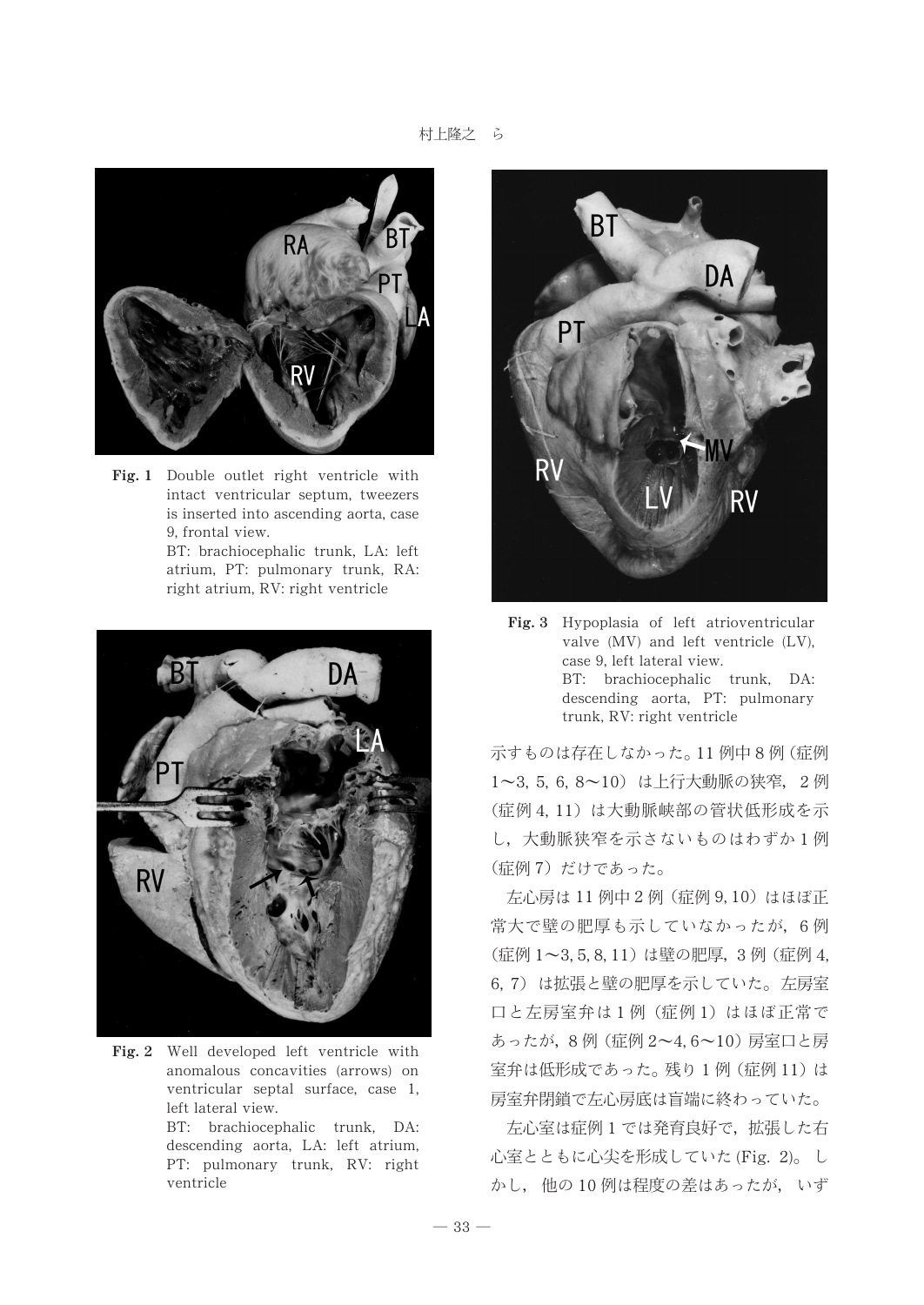**Fig. 1** Double outlet right ventricle with intact ventricular septum, tweezers is inserted into ascending aorta, case 9, frontal view.
BT: brachiocephalic trunk, LA: left atrium, PT: pulmonary trunk, RA: right atrium, RV: right ventricle

**Fig. 2** Well developed left ventricle with anomalous concavities (arrows) on ventricular septal surface, case 1, left lateral view.
BT: brachiocephalic trunk, DA: descending aorta, LA: left atrium, PT: pulmonary trunk, RV: right ventricle

**Fig. 3** Hypoplasia of left atrioventricular valve (MV) and left ventricle (LV), case 9, left lateral view.
BT: brachiocephalic trunk, DA: descending aorta, PT: pulmonary trunk, RV: right ventricle

示すものは存在しなかった。11 例中 8 例（症例 1〜3, 5, 6, 8〜10）は上行大動脈の狭窄，2 例（症例 4, 11）は大動脈峡部の管状低形成を示し，大動脈狭窄を示さないものはわずか 1 例（症例 7）だけであった。

左心房は 11 例中 2 例（症例 9, 10）はほぼ正常大で壁の肥厚も示していなかったが，6 例（症例 1〜3, 5, 8, 11）は壁の肥厚，3 例（症例 4, 6, 7）は拡張と壁の肥厚を示していた。左房室口と左房室弁は 1 例（症例 1）はほぼ正常であったが，8 例（症例 2〜4, 6〜10）房室口と房室弁は低形成であった。残り 1 例（症例 11）は房室弁閉鎖で左心房底は盲端に終わっていた。

左心室は症例 1 では発育良好で，拡張した右心室とともに心尖を形成していた (Fig. 2)。しかし，他の 10 例は程度の差はあったが，いず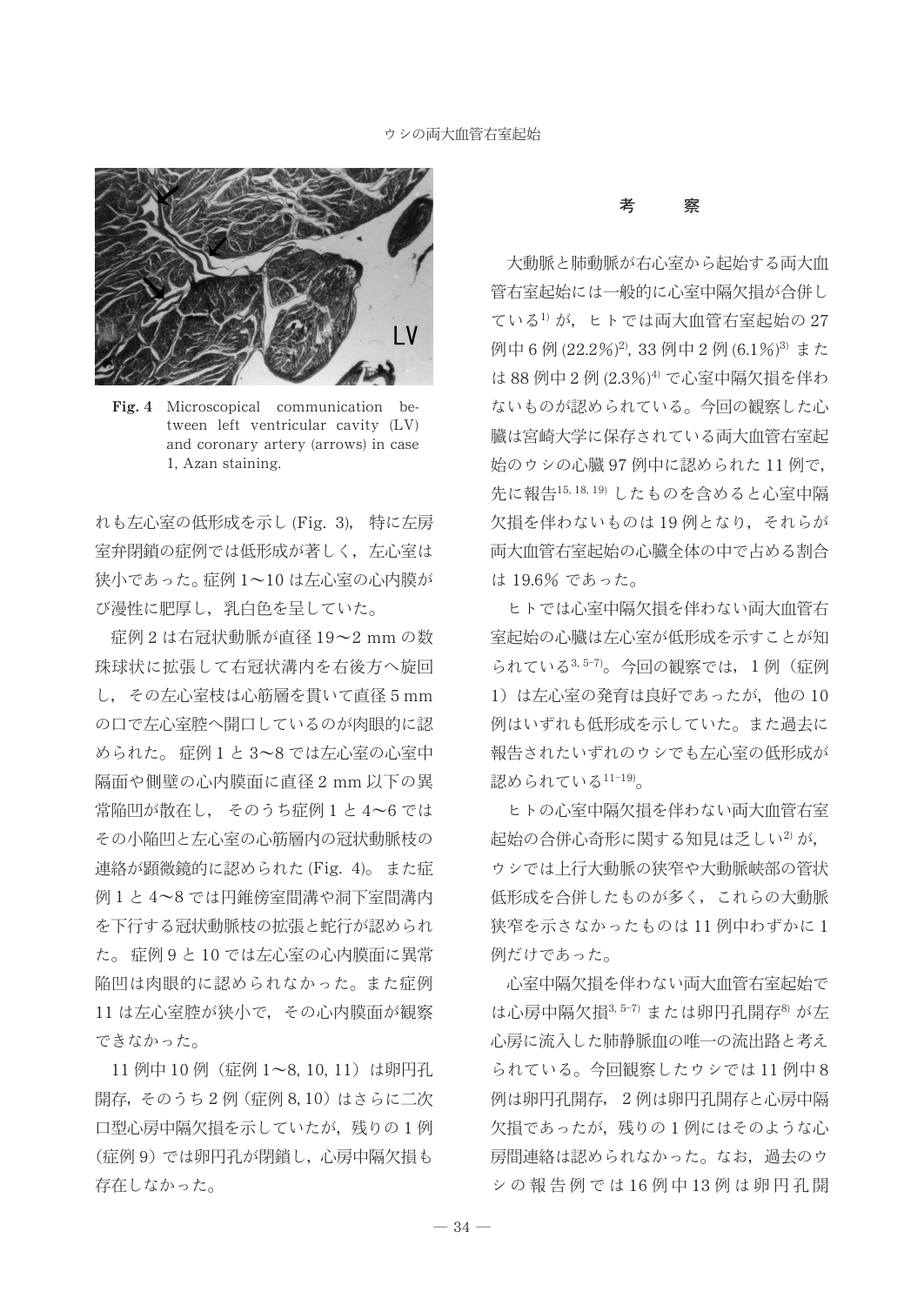Fig. 4 Microscopical communication between left ventricular cavity (LV) and coronary artery (arrows) in case 1, Azan staining.

れも左心室の低形成を示し (Fig. 3), 特に左房室弁閉鎖の症例では低形成が著しく，左心室は狭小であった。症例 1〜10 は左心室の心内膜がび漫性に肥厚し，乳白色を呈していた。

症例 2 は右冠状動脈が直径 19〜2 mm の数珠球状に拡張して右冠状溝内を右後方へ旋回し，その左心室枝は心筋層を貫いて直径 5 mm の口で左心室腔へ開口しているのが肉眼的に認められた。症例 1 と 3〜8 では左心室の心室中隔面や側壁の心内膜面に直径 2 mm 以下の異常陥凹が散在し，そのうち症例 1 と 4〜6 ではその小陥凹と左心室の心筋層内の冠状動脈枝の連絡が顕微鏡的に認められた (Fig. 4)。また症例 1 と 4〜8 では円錐傍室間溝や洞下室間溝内を下行する冠状動脈枝の拡張と蛇行が認められた。症例 9 と 10 では左心室の心内膜面に異常陥凹は肉眼的に認められなかった。また症例 11 は左心室腔が狭小で，その心内膜面が観察できなかった。

11 例中 10 例（症例 1〜8, 10, 11）は卵円孔開存，そのうち 2 例（症例 8, 10）はさらに二次口型心房中隔欠損を示していたが，残りの 1 例（症例 9）では卵円孔が閉鎖し，心房中隔欠損も存在しなかった。

## 考　　察

大動脈と肺動脈が右心室から起始する両大血管右室起始には一般的に心室中隔欠損が合併している[1] が，ヒトでは両大血管右室起始の 27 例中 6 例 (22.2%)[2], 33 例中 2 例 (6.1%)[3] または 88 例中 2 例 (2.3%)[4] で心室中隔欠損を伴わないものが認められている。今回の観察した心臓は宮崎大学に保存されている両大血管右室起始のウシの心臓 97 例中に認められた 11 例で，先に報告[15, 18, 19] したものを含めると心室中隔欠損を伴わないものは 19 例となり，それらが両大血管右室起始の心臓全体の中で占める割合は 19.6% であった。

ヒトでは心室中隔欠損を伴わない両大血管右室起始の心臓は左心室が低形成を示すことが知られている[3, 5–7]。今回の観察では，1 例（症例 1）は左心室の発育は良好であったが，他の 10 例はいずれも低形成を示していた。また過去に報告されたいずれのウシでも左心室の低形成が認められている[11–19]。

ヒトの心室中隔欠損を伴わない両大血管右室起始の合併心奇形に関する知見は乏しい[2] が，ウシでは上行大動脈の狭窄や大動脈峡部の管状低形成を合併したものが多く，これらの大動脈狭窄を示さなかったものは 11 例中わずかに 1 例だけであった。

心室中隔欠損を伴わない両大血管右室起始では心房中隔欠損[3, 5–7] または卵円孔開存[8] が左心房に流入した肺静脈血の唯一の流出路と考えられている。今回観察したウシでは 11 例中 8 例は卵円孔開存，2 例は卵円孔開存と心房中隔欠損であったが，残りの 1 例にはそのような心房間連絡は認められなかった。なお，過去のウシの報告例では 16 例中 13 例は卵円孔開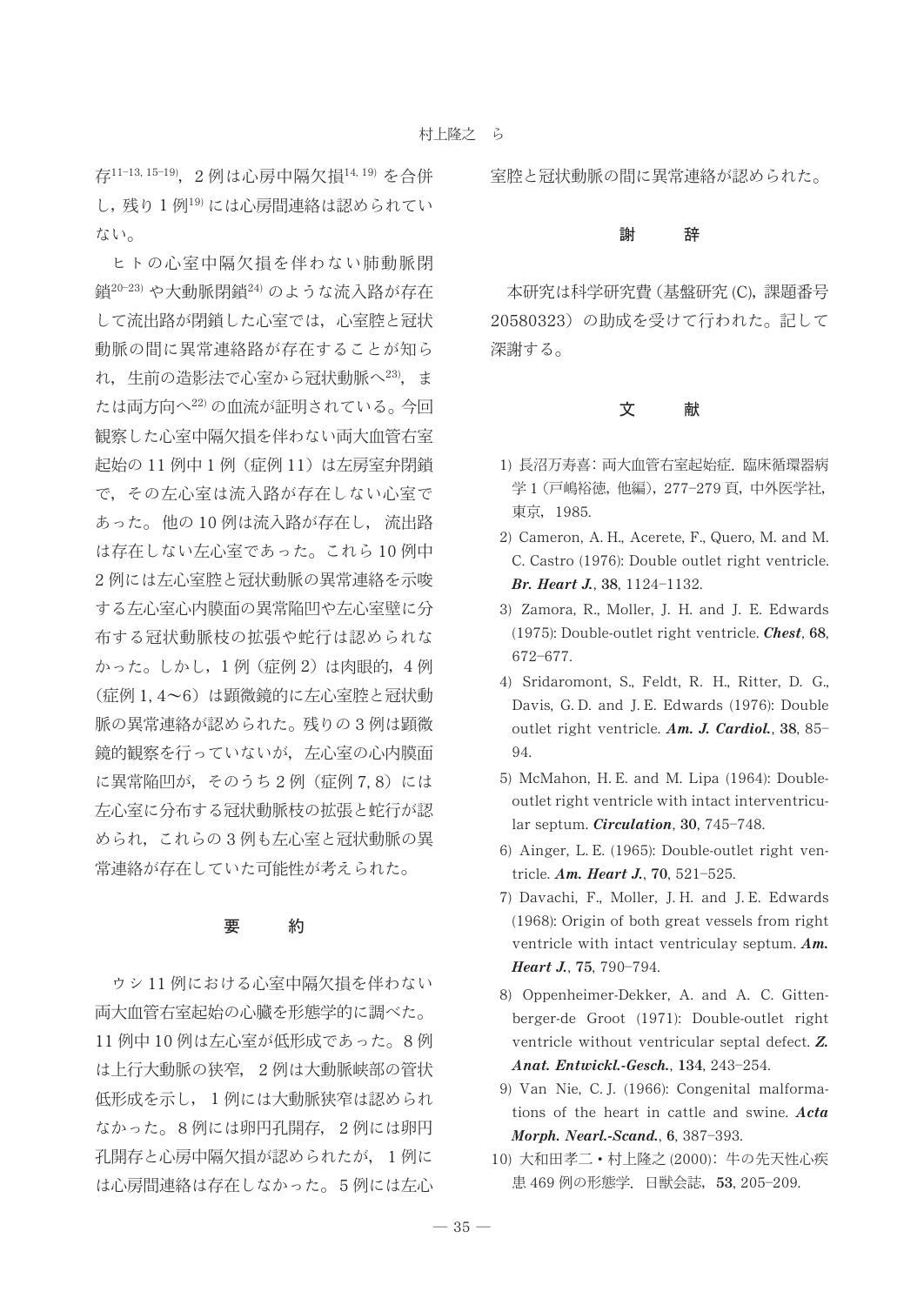存[11-13, 15-19]，2 例は心房中隔欠損[14, 19] を合併し，残り 1 例[19] には心房間連絡は認められていない。

ヒトの心室中隔欠損を伴わない肺動脈閉鎖[20-23] や大動脈閉鎖[24] のような流入路が存在して流出路が閉鎖した心室では，心室腔と冠状動脈の間に異常連絡路が存在することが知られ，生前の造影法で心室から冠状動脈へ[23]，または両方向へ[22] の血流が証明されている。今回観察した心室中隔欠損を伴わない両大血管右室起始の 11 例中 1 例（症例 11）は左房室弁閉鎖で，その左心室は流入路が存在しない心室であった。他の 10 例は流入路が存在し，流出路は存在しない左心室であった。これら 10 例中 2 例には左心室腔と冠状動脈の異常連絡を示唆する左心室心内膜面の異常陥凹や左心室壁に分布する冠状動脈枝の拡張や蛇行は認められなかった。しかし，1 例（症例 2）は肉眼的，4 例（症例 1, 4〜6）は顕微鏡的に左心室腔と冠状動脈の異常連絡が認められた。残りの 3 例は顕微鏡的観察を行っていないが，左心室の心内膜面に異常陥凹が，そのうち 2 例（症例 7, 8）には左心室に分布する冠状動脈枝の拡張と蛇行が認められ，これらの 3 例も左心室と冠状動脈の異常連絡が存在していた可能性が考えられた。

## 要　　約

ウシ 11 例における心室中隔欠損を伴わない両大血管右室起始の心臓を形態学的に調べた。11 例中 10 例は左心室が低形成であった。8 例は上行大動脈の狭窄，2 例は大動脈峡部の管状低形成を示し，1 例には大動脈狭窄は認められなかった。8 例には卵円孔開存，2 例には卵円孔開存と心房中隔欠損が認められたが，1 例には心房間連絡は存在しなかった。5 例には左心室腔と冠状動脈の間に異常連絡が認められた。

## 謝　　辞

本研究は科学研究費（基盤研究 (C)，課題番号 20580323）の助成を受けて行われた。記して深謝する。

## 文　　献

1) 長沼万寿喜：両大血管右室起始症．臨床循環器病学 1（戸嶋裕徳，他編），277–279 頁，中外医学社，東京，1985.
2) Cameron, A. H., Acerete, F., Quero, M. and M. C. Castro (1976): Double outlet right ventricle. ***Br. Heart J.***, **38**, 1124–1132.
3) Zamora, R., Moller, J. H. and J. E. Edwards (1975): Double-outlet right ventricle. ***Chest***, **68**, 672–677.
4) Sridaromont, S., Feldt, R. H., Ritter, D. G., Davis, G. D. and J. E. Edwards (1976): Double outlet right ventricle. ***Am. J. Cardiol.***, **38**, 85–94.
5) McMahon, H. E. and M. Lipa (1964): Double-outlet right ventricle with intact interventricular septum. ***Circulation***, **30**, 745–748.
6) Ainger, L. E. (1965): Double-outlet right ventricle. ***Am. Heart J.***, **70**, 521–525.
7) Davachi, F., Moller, J. H. and J. E. Edwards (1968): Origin of both great vessels from right ventricle with intact ventriculay septum. ***Am. Heart J.***, **75**, 790–794.
8) Oppenheimer-Dekker, A. and A. C. Gittenberger-de Groot (1971): Double-outlet right ventricle without ventricular septal defect. ***Z. Anat. Entwickl.-Gesch.***, **134**, 243–254.
9) Van Nie, C. J. (1966): Congenital malformations of the heart in cattle and swine. ***Acta Morph. Nearl.-Scand.***, **6**, 387–393.
10) 大和田孝二・村上隆之 (2000)：牛の先天性心疾患 469 例の形態学．日獣会誌，**53**, 205–209.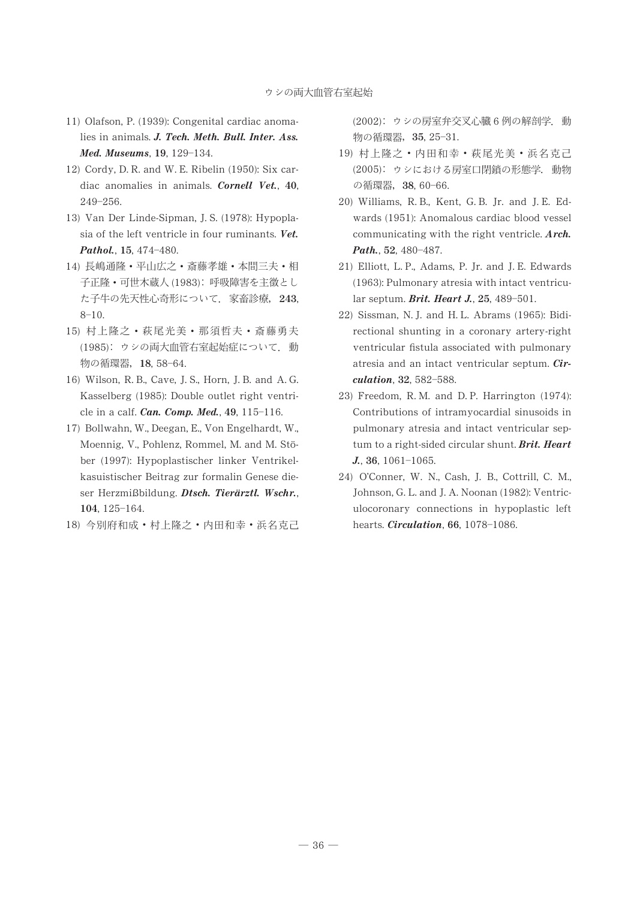11) Olafson, P. (1939): Congenital cardiac anomalies in animals. ***J. Tech. Meth. Bull. Inter. Ass. Med. Museums***, **19**, 129–134.

12) Cordy, D. R. and W. E. Ribelin (1950): Six cardiac anomalies in animals. ***Cornell Vet.***, **40**, 249–256.

13) Van Der Linde-Sipman, J. S. (1978): Hypoplasia of the left ventricle in four ruminants. ***Vet. Pathol.***, **15**, 474–480.

14) 長嶋通隆・平山広之・斎藤孝雄・本間三夫・相子正隆・可世木蔵人 (1983)：呼吸障害を主徴とした子牛の先天性心奇形について．家畜診療，**243**, 8–10.

15) 村上隆之・萩尾光美・那須哲夫・斎藤勇夫 (1985)：ウシの両大血管右室起始症について．動物の循環器，**18**, 58–64.

16) Wilson, R. B., Cave, J. S., Horn, J. B. and A. G. Kasselberg (1985): Double outlet right ventricle in a calf. ***Can. Comp. Med.***, **49**, 115–116.

17) Bollwahn, W., Deegan, E., Von Engelhardt, W., Moennig, V., Pohlenz, Rommel, M. and M. Stöber (1997): Hypoplastischer linker Ventrikelkasuistischer Beitrag zur formalin Genese dieser Herzmißbildung. ***Dtsch. Tierärztl. Wschr.***, **104**, 125–164.

18) 今別府和成・村上隆之・内田和幸・浜名克己 (2002)：ウシの房室弁交叉心臓 6 例の解剖学．動物の循環器，**35**, 25–31.

19) 村上隆之・内田和幸・萩尾光美・浜名克己 (2005)：ウシにおける房室口閉鎖の形態学．動物の循環器，**38**, 60–66.

20) Williams, R. B., Kent, G. B. Jr. and J. E. Edwards (1951): Anomalous cardiac blood vessel communicating with the right ventricle. ***Arch. Path.***, **52**, 480–487.

21) Elliott, L. P., Adams, P. Jr. and J. E. Edwards (1963): Pulmonary atresia with intact ventricular septum. ***Brit. Heart J.***, **25**, 489–501.

22) Sissman, N. J. and H. L. Abrams (1965): Bidirectional shunting in a coronary artery-right ventricular fistula associated with pulmonary atresia and an intact ventricular septum. ***Circulation***, **32**, 582–588.

23) Freedom, R. M. and D. P. Harrington (1974): Contributions of intramyocardial sinusoids in pulmonary atresia and intact ventricular septum to a right-sided circular shunt. ***Brit. Heart J.***, **36**, 1061–1065.

24) O'Conner, W. N., Cash, J. B., Cottrill, C. M., Johnson, G. L. and J. A. Noonan (1982): Ventriculocoronary connections in hypoplastic left hearts. ***Circulation***, **66**, 1078–1086.